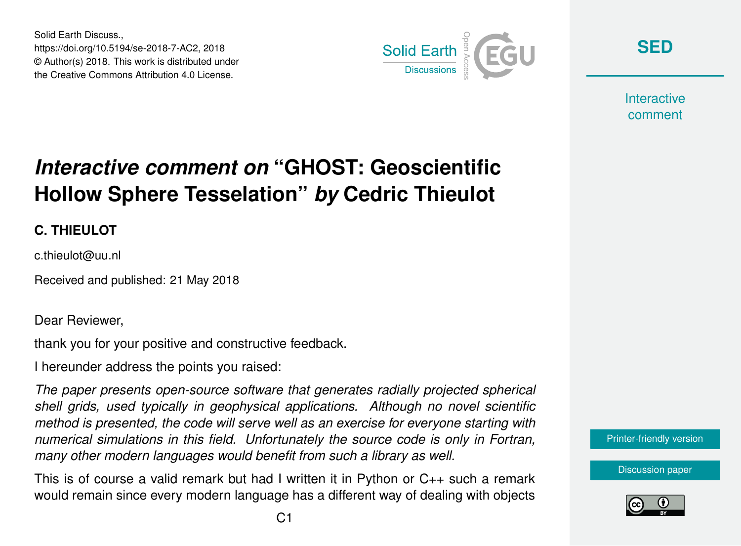Solid Earth Discuss.,
https://doi.org/10.5194/se-2018-7-AC2, 2018
© Author(s) 2018. This work is distributed under
the Creative Commons Attribution 4.0 License.

# *Interactive comment on* "GHOST: Geoscientific Hollow Sphere Tesselation" *by* Cedric Thieulot

**C. THIEULOT**

c.thieulot@uu.nl

Received and published: 21 May 2018

Dear Reviewer,

thank you for your positive and constructive feedback.

I hereunder address the points you raised:

*The paper presents open-source software that generates radially projected spherical shell grids, used typically in geophysical applications. Although no novel scientific method is presented, the code will serve well as an exercise for everyone starting with numerical simulations in this field. Unfortunately the source code is only in Fortran, many other modern languages would benefit from such a library as well.*

This is of course a valid remark but had I written it in Python or C++ such a remark would remain since every modern language has a different way of dealing with objects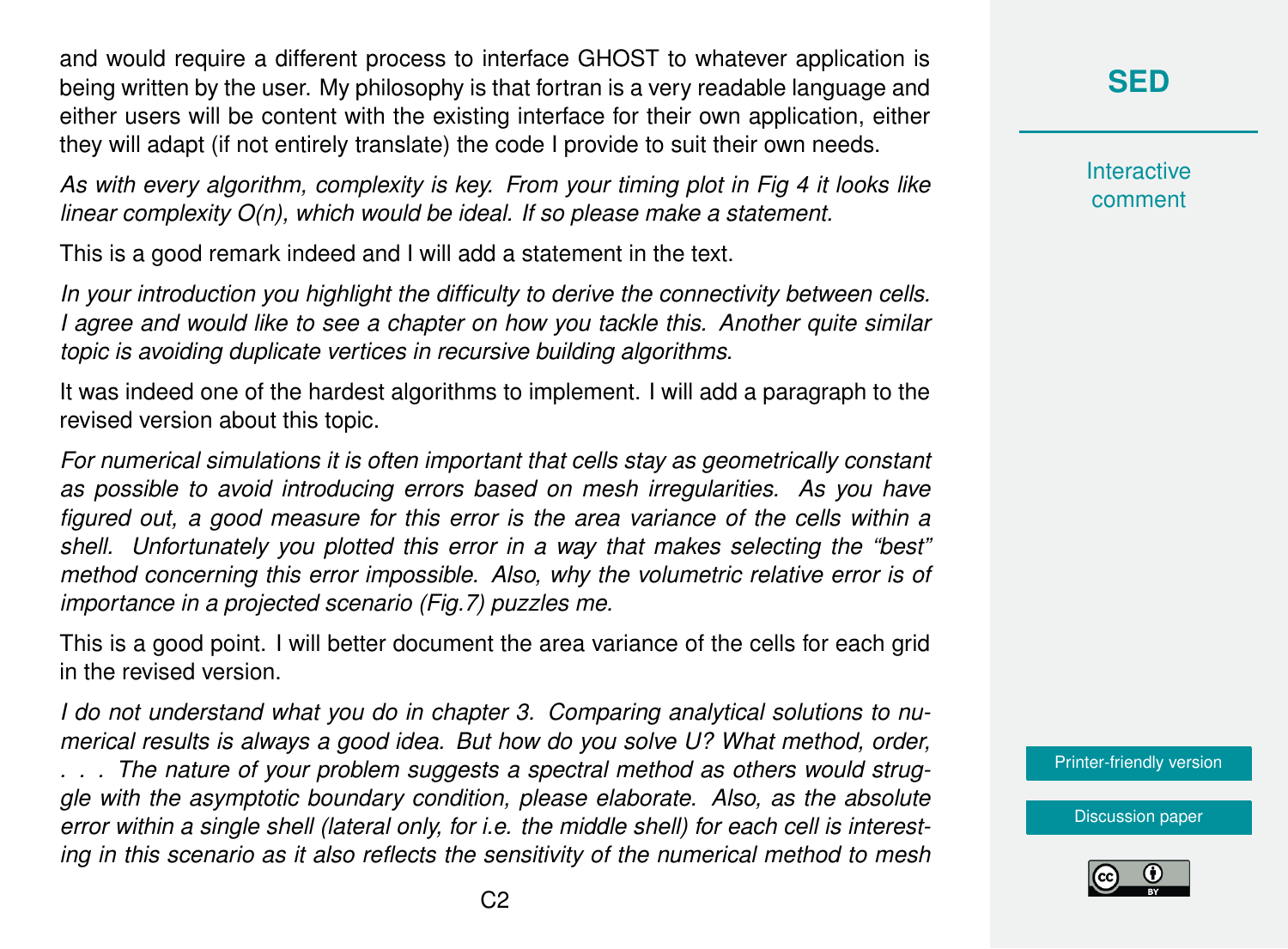and would require a different process to interface GHOST to whatever application is being written by the user. My philosophy is that fortran is a very readable language and either users will be content with the existing interface for their own application, either they will adapt (if not entirely translate) the code I provide to suit their own needs.

*As with every algorithm, complexity is key. From your timing plot in Fig 4 it looks like linear complexity O(n), which would be ideal. If so please make a statement.*

This is a good remark indeed and I will add a statement in the text.

*In your introduction you highlight the difficulty to derive the connectivity between cells. I agree and would like to see a chapter on how you tackle this. Another quite similar topic is avoiding duplicate vertices in recursive building algorithms.*

It was indeed one of the hardest algorithms to implement. I will add a paragraph to the revised version about this topic.

*For numerical simulations it is often important that cells stay as geometrically constant as possible to avoid introducing errors based on mesh irregularities. As you have figured out, a good measure for this error is the area variance of the cells within a shell. Unfortunately you plotted this error in a way that makes selecting the "best" method concerning this error impossible. Also, why the volumetric relative error is of importance in a projected scenario (Fig.7) puzzles me.*

This is a good point. I will better document the area variance of the cells for each grid in the revised version.

*I do not understand what you do in chapter 3. Comparing analytical solutions to numerical results is always a good idea. But how do you solve U? What method, order, . . . The nature of your problem suggests a spectral method as others would struggle with the asymptotic boundary condition, please elaborate. Also, as the absolute error within a single shell (lateral only, for i.e. the middle shell) for each cell is interesting in this scenario as it also reflects the sensitivity of the numerical method to mesh*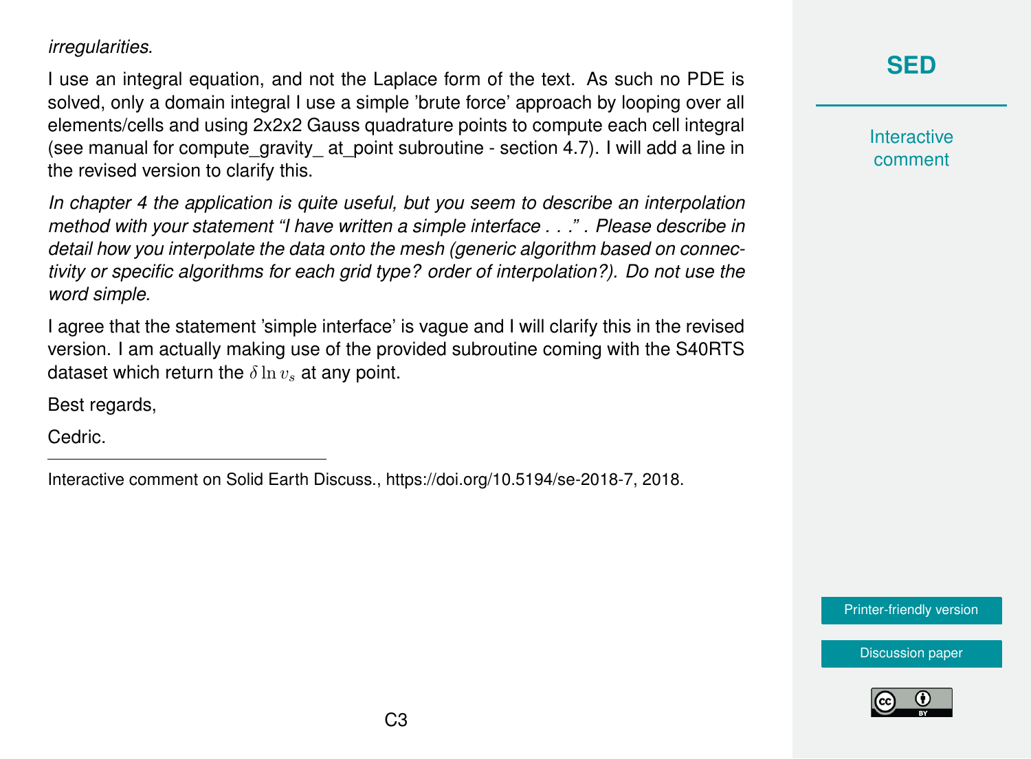*irregularities.*

I use an integral equation, and not the Laplace form of the text. As such no PDE is solved, only a domain integral I use a simple 'brute force' approach by looping over all elements/cells and using 2x2x2 Gauss quadrature points to compute each cell integral (see manual for compute_gravity_ at_point subroutine - section 4.7). I will add a line in the revised version to clarify this.

*In chapter 4 the application is quite useful, but you seem to describe an interpolation method with your statement "I have written a simple interface . . ." . Please describe in detail how you interpolate the data onto the mesh (generic algorithm based on connectivity or specific algorithms for each grid type? order of interpolation?). Do not use the word simple.*

I agree that the statement 'simple interface' is vague and I will clarify this in the revised version. I am actually making use of the provided subroutine coming with the S40RTS dataset which return the $\delta \ln v_s$ at any point.

Best regards,

Cedric.

---

Interactive comment on Solid Earth Discuss., https://doi.org/10.5194/se-2018-7, 2018.